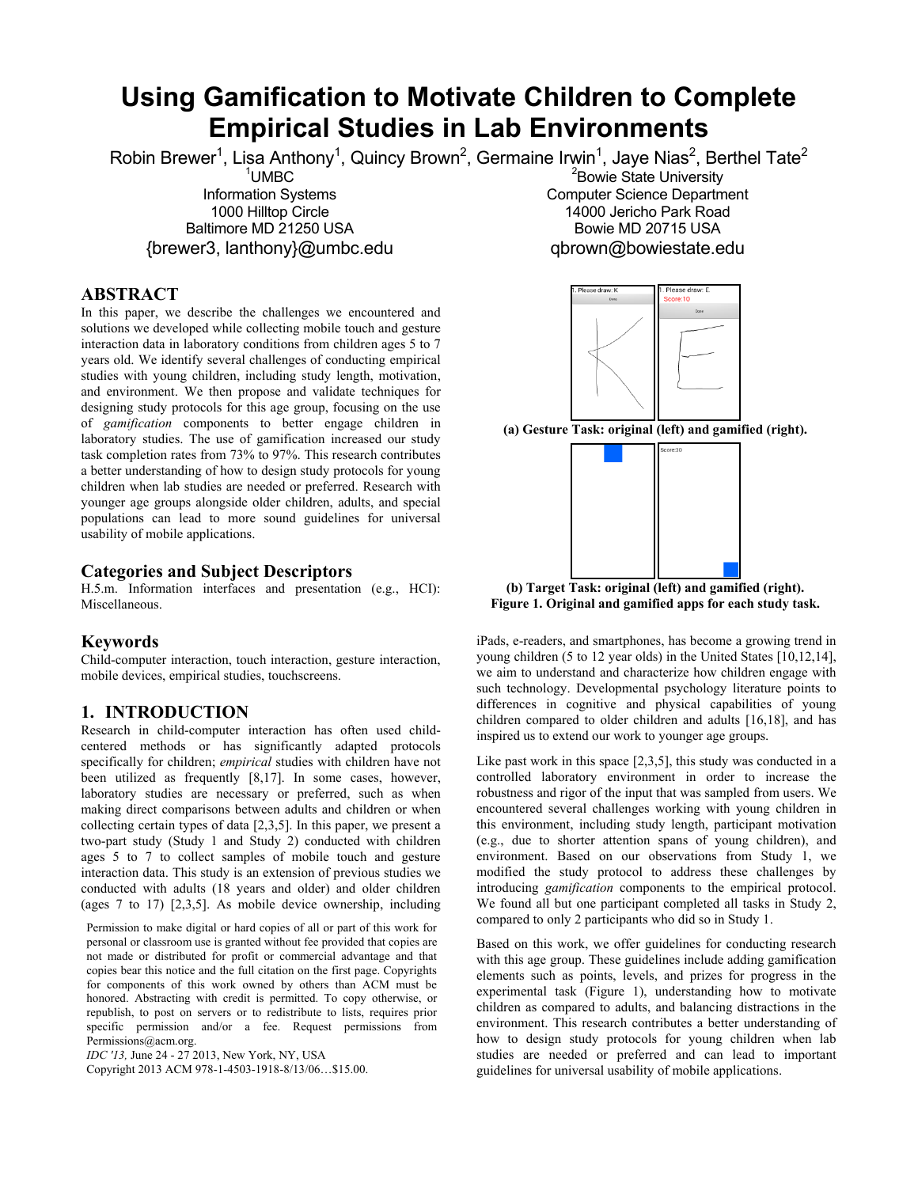# Using Gamification to Motivate Children to Complete Empirical Studies in Lab Environments

Robin Brewer[1], Lisa Anthony[1], Quincy Brown[2], Germaine Irwin[1], Jaye Nias[2], Berthel Tate[2]

[1]UMBC
Information Systems
1000 Hilltop Circle
Baltimore MD 21250 USA
{brewer3, lanthony}@umbc.edu

[2]Bowie State University
Computer Science Department
14000 Jericho Park Road
Bowie MD 20715 USA
qbrown@bowiestate.edu

## ABSTRACT

In this paper, we describe the challenges we encountered and solutions we developed while collecting mobile touch and gesture interaction data in laboratory conditions from children ages 5 to 7 years old. We identify several challenges of conducting empirical studies with young children, including study length, motivation, and environment. We then propose and validate techniques for designing study protocols for this age group, focusing on the use of *gamification* components to better engage children in laboratory studies. The use of gamification increased our study task completion rates from 73% to 97%. This research contributes a better understanding of how to design study protocols for young children when lab studies are needed or preferred. Research with younger age groups alongside older children, adults, and special populations can lead to more sound guidelines for universal usability of mobile applications.

## Categories and Subject Descriptors

H.5.m. Information interfaces and presentation (e.g., HCI): Miscellaneous.

## Keywords

Child-computer interaction, touch interaction, gesture interaction, mobile devices, empirical studies, touchscreens.

## 1. INTRODUCTION

Research in child-computer interaction has often used child-centered methods or has significantly adapted protocols specifically for children; *empirical* studies with children have not been utilized as frequently [8,17]. In some cases, however, laboratory studies are necessary or preferred, such as when making direct comparisons between adults and children or when collecting certain types of data [2,3,5]. In this paper, we present a two-part study (Study 1 and Study 2) conducted with children ages 5 to 7 to collect samples of mobile touch and gesture interaction data. This study is an extension of previous studies we conducted with adults (18 years and older) and older children (ages 7 to 17) [2,3,5]. As mobile device ownership, including iPads, e-readers, and smartphones, has become a growing trend in young children (5 to 12 year olds) in the United States [10,12,14], we aim to understand and characterize how children engage with such technology. Developmental psychology literature points to differences in cognitive and physical capabilities of young children compared to older children and adults [16,18], and has inspired us to extend our work to younger age groups.

Permission to make digital or hard copies of all or part of this work for personal or classroom use is granted without fee provided that copies are not made or distributed for profit or commercial advantage and that copies bear this notice and the full citation on the first page. Copyrights for components of this work owned by others than ACM must be honored. Abstracting with credit is permitted. To copy otherwise, or republish, to post on servers or to redistribute to lists, requires prior specific permission and/or a fee. Request permissions from Permissions@acm.org.
*IDC '13,* June 24 - 27 2013, New York, NY, USA
Copyright 2013 ACM 978-1-4503-1918-8/13/06…$15.00.

**(a) Gesture Task: original (left) and gamified (right).**

**(b) Target Task: original (left) and gamified (right).**
**Figure 1. Original and gamified apps for each study task.**

Like past work in this space [2,3,5], this study was conducted in a controlled laboratory environment in order to increase the robustness and rigor of the input that was sampled from users. We encountered several challenges working with young children in this environment, including study length, participant motivation (e.g., due to shorter attention spans of young children), and environment. Based on our observations from Study 1, we modified the study protocol to address these challenges by introducing *gamification* components to the empirical protocol. We found all but one participant completed all tasks in Study 2, compared to only 2 participants who did so in Study 1.

Based on this work, we offer guidelines for conducting research with this age group. These guidelines include adding gamification elements such as points, levels, and prizes for progress in the experimental task (Figure 1), understanding how to motivate children as compared to adults, and balancing distractions in the environment. This research contributes a better understanding of how to design study protocols for young children when lab studies are needed or preferred and can lead to important guidelines for universal usability of mobile applications.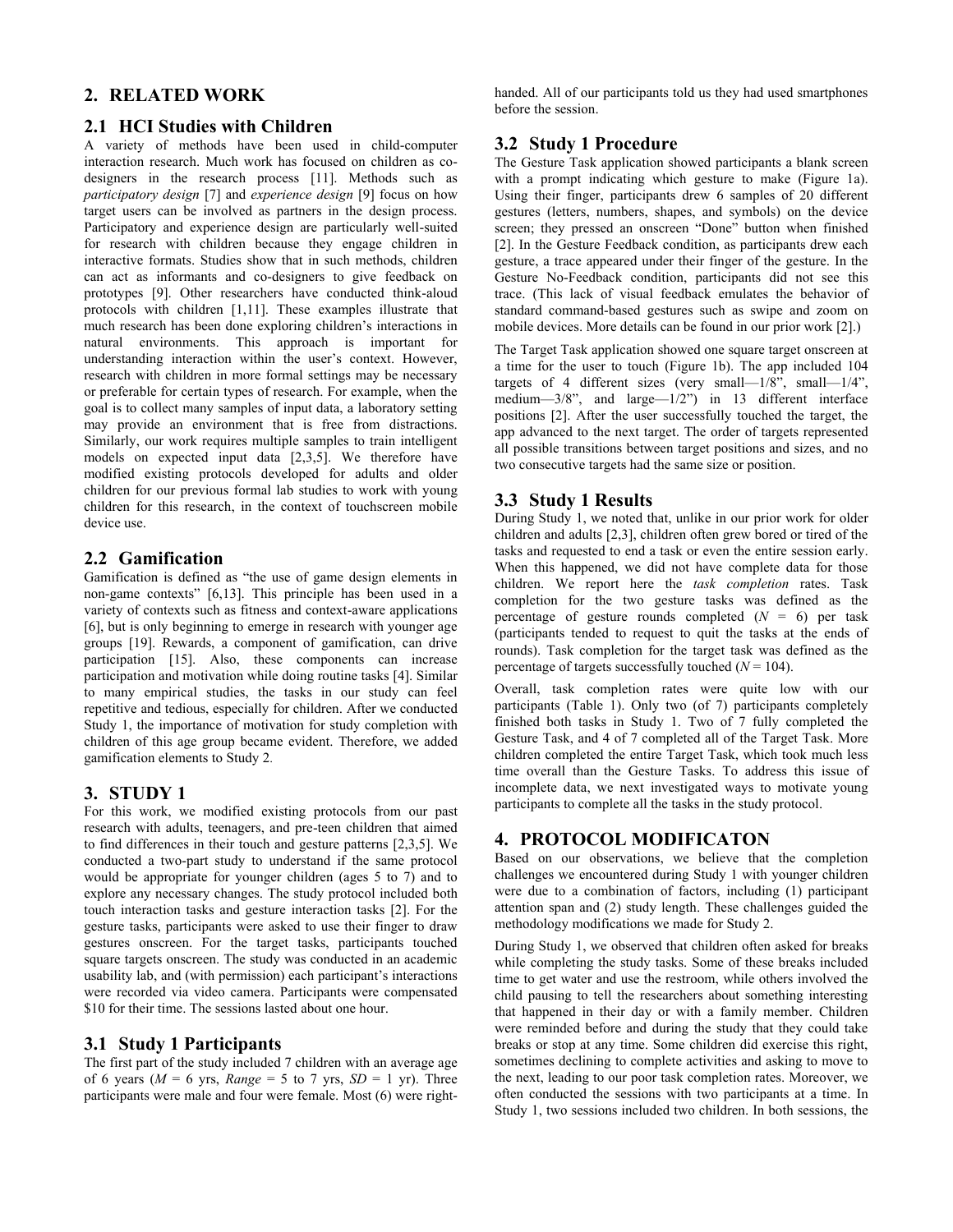## 2. RELATED WORK

### 2.1 HCI Studies with Children

A variety of methods have been used in child-computer interaction research. Much work has focused on children as co-designers in the research process [11]. Methods such as *participatory design* [7] and *experience design* [9] focus on how target users can be involved as partners in the design process. Participatory and experience design are particularly well-suited for research with children because they engage children in interactive formats. Studies show that in such methods, children can act as informants and co-designers to give feedback on prototypes [9]. Other researchers have conducted think-aloud protocols with children [1,11]. These examples illustrate that much research has been done exploring children's interactions in natural environments. This approach is important for understanding interaction within the user's context. However, research with children in more formal settings may be necessary or preferable for certain types of research. For example, when the goal is to collect many samples of input data, a laboratory setting may provide an environment that is free from distractions. Similarly, our work requires multiple samples to train intelligent models on expected input data [2,3,5]. We therefore have modified existing protocols developed for adults and older children for our previous formal lab studies to work with young children for this research, in the context of touchscreen mobile device use.

### 2.2 Gamification

Gamification is defined as "the use of game design elements in non-game contexts" [6,13]. This principle has been used in a variety of contexts such as fitness and context-aware applications [6], but is only beginning to emerge in research with younger age groups [19]. Rewards, a component of gamification, can drive participation [15]. Also, these components can increase participation and motivation while doing routine tasks [4]. Similar to many empirical studies, the tasks in our study can feel repetitive and tedious, especially for children. After we conducted Study 1, the importance of motivation for study completion with children of this age group became evident. Therefore, we added gamification elements to Study 2.

## 3. STUDY 1

For this work, we modified existing protocols from our past research with adults, teenagers, and pre-teen children that aimed to find differences in their touch and gesture patterns [2,3,5]. We conducted a two-part study to understand if the same protocol would be appropriate for younger children (ages 5 to 7) and to explore any necessary changes. The study protocol included both touch interaction tasks and gesture interaction tasks [2]. For the gesture tasks, participants were asked to use their finger to draw gestures onscreen. For the target tasks, participants touched square targets onscreen. The study was conducted in an academic usability lab, and (with permission) each participant's interactions were recorded via video camera. Participants were compensated $10 for their time. The sessions lasted about one hour.

### 3.1 Study 1 Participants

The first part of the study included 7 children with an average age of 6 years (*M* = 6 yrs, *Range* = 5 to 7 yrs, *SD* = 1 yr). Three participants were male and four were female. Most (6) were right-handed. All of our participants told us they had used smartphones before the session.

### 3.2 Study 1 Procedure

The Gesture Task application showed participants a blank screen with a prompt indicating which gesture to make (Figure 1a). Using their finger, participants drew 6 samples of 20 different gestures (letters, numbers, shapes, and symbols) on the device screen; they pressed an onscreen "Done" button when finished [2]. In the Gesture Feedback condition, as participants drew each gesture, a trace appeared under their finger of the gesture. In the Gesture No-Feedback condition, participants did not see this trace. (This lack of visual feedback emulates the behavior of standard command-based gestures such as swipe and zoom on mobile devices. More details can be found in our prior work [2].)

The Target Task application showed one square target onscreen at a time for the user to touch (Figure 1b). The app included 104 targets of 4 different sizes (very small—1/8", small—1/4", medium—3/8", and large—1/2") in 13 different interface positions [2]. After the user successfully touched the target, the app advanced to the next target. The order of targets represented all possible transitions between target positions and sizes, and no two consecutive targets had the same size or position.

### 3.3 Study 1 Results

During Study 1, we noted that, unlike in our prior work for older children and adults [2,3], children often grew bored or tired of the tasks and requested to end a task or even the entire session early. When this happened, we did not have complete data for those children. We report here the *task completion* rates. Task completion for the two gesture tasks was defined as the percentage of gesture rounds completed (*N* = 6) per task (participants tended to request to quit the tasks at the ends of rounds). Task completion for the target task was defined as the percentage of targets successfully touched (*N* = 104).

Overall, task completion rates were quite low with our participants (Table 1). Only two (of 7) participants completely finished both tasks in Study 1. Two of 7 fully completed the Gesture Task, and 4 of 7 completed all of the Target Task. More children completed the entire Target Task, which took much less time overall than the Gesture Tasks. To address this issue of incomplete data, we next investigated ways to motivate young participants to complete all the tasks in the study protocol.

## 4. PROTOCOL MODIFICATON

Based on our observations, we believe that the completion challenges we encountered during Study 1 with younger children were due to a combination of factors, including (1) participant attention span and (2) study length. These challenges guided the methodology modifications we made for Study 2.

During Study 1, we observed that children often asked for breaks while completing the study tasks. Some of these breaks included time to get water and use the restroom, while others involved the child pausing to tell the researchers about something interesting that happened in their day or with a family member. Children were reminded before and during the study that they could take breaks or stop at any time. Some children did exercise this right, sometimes declining to complete activities and asking to move to the next, leading to our poor task completion rates. Moreover, we often conducted the sessions with two participants at a time. In Study 1, two sessions included two children. In both sessions, the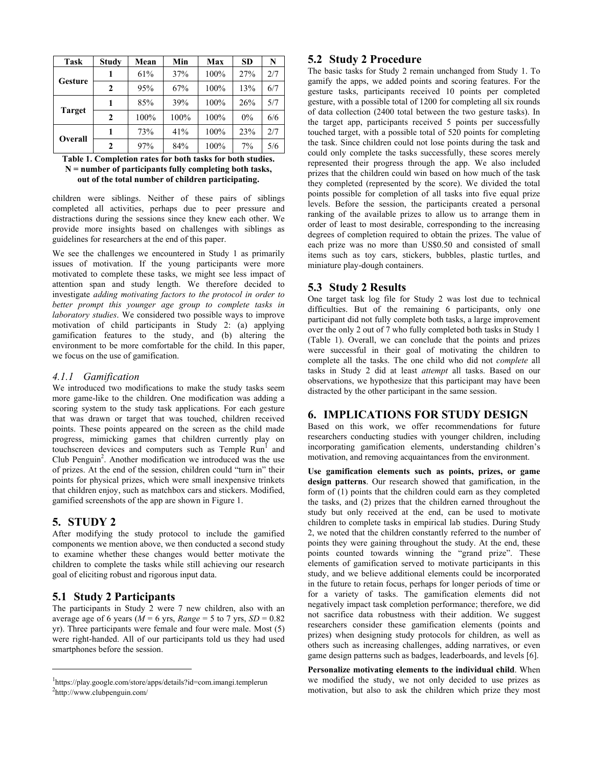| Task | Study | Mean | Min | Max | SD | N |
|---|---|---|---|---|---|---|
| Gesture | 1 | 61% | 37% | 100% | 27% | 2/7 |
| | 2 | 95% | 67% | 100% | 13% | 6/7 |
| Target | 1 | 85% | 39% | 100% | 26% | 5/7 |
| | 2 | 100% | 100% | 100% | 0% | 6/6 |
| Overall | 1 | 73% | 41% | 100% | 23% | 2/7 |
| | 2 | 97% | 84% | 100% | 7% | 5/6 |

**Table 1. Completion rates for both tasks for both studies. N = number of participants fully completing both tasks, out of the total number of children participating.**

children were siblings. Neither of these pairs of siblings completed all activities, perhaps due to peer pressure and distractions during the sessions since they knew each other. We provide more insights based on challenges with siblings as guidelines for researchers at the end of this paper.

We see the challenges we encountered in Study 1 as primarily issues of motivation. If the young participants were more motivated to complete these tasks, we might see less impact of attention span and study length. We therefore decided to investigate *adding motivating factors to the protocol in order to better prompt this younger age group to complete tasks in laboratory studies*. We considered two possible ways to improve motivation of child participants in Study 2: (a) applying gamification features to the study, and (b) altering the environment to be more comfortable for the child. In this paper, we focus on the use of gamification.

### *4.1.1 Gamification*

We introduced two modifications to make the study tasks seem more game-like to the children. One modification was adding a scoring system to the study task applications. For each gesture that was drawn or target that was touched, children received points. These points appeared on the screen as the child made progress, mimicking games that children currently play on touchscreen devices and computers such as Temple Run[1] and Club Penguin[2]. Another modification we introduced was the use of prizes. At the end of the session, children could "turn in" their points for physical prizes, which were small inexpensive trinkets that children enjoy, such as matchbox cars and stickers. Modified, gamified screenshots of the app are shown in Figure 1.

## 5. STUDY 2

After modifying the study protocol to include the gamified components we mention above, we then conducted a second study to examine whether these changes would better motivate the children to complete the tasks while still achieving our research goal of eliciting robust and rigorous input data.

### 5.1 Study 2 Participants

The participants in Study 2 were 7 new children, also with an average age of 6 years (*M* = 6 yrs, *Range* = 5 to 7 yrs, *SD* = 0.82 yr). Three participants were female and four were male. Most (5) were right-handed. All of our participants told us they had used smartphones before the session.

[1] https://play.google.com/store/apps/details?id=com.imangi.templerun

[2] http://www.clubpenguin.com/

### 5.2 Study 2 Procedure

The basic tasks for Study 2 remain unchanged from Study 1. To gamify the apps, we added points and scoring features. For the gesture tasks, participants received 10 points per completed gesture, with a possible total of 1200 for completing all six rounds of data collection (2400 total between the two gesture tasks). In the target app, participants received 5 points per successfully touched target, with a possible total of 520 points for completing the task. Since children could not lose points during the task and could only complete the tasks successfully, these scores merely represented their progress through the app. We also included prizes that the children could win based on how much of the task they completed (represented by the score). We divided the total points possible for completion of all tasks into five equal prize levels. Before the session, the participants created a personal ranking of the available prizes to allow us to arrange them in order of least to most desirable, corresponding to the increasing degrees of completion required to obtain the prizes. The value of each prize was no more than US$0.50 and consisted of small items such as toy cars, stickers, bubbles, plastic turtles, and miniature play-dough containers.

### 5.3 Study 2 Results

One target task log file for Study 2 was lost due to technical difficulties. But of the remaining 6 participants, only one participant did not fully complete both tasks, a large improvement over the only 2 out of 7 who fully completed both tasks in Study 1 (Table 1). Overall, we can conclude that the points and prizes were successful in their goal of motivating the children to complete all the tasks. The one child who did not *complete* all tasks in Study 2 did at least *attempt* all tasks. Based on our observations, we hypothesize that this participant may have been distracted by the other participant in the same session.

## 6. IMPLICATIONS FOR STUDY DESIGN

Based on this work, we offer recommendations for future researchers conducting studies with younger children, including incorporating gamification elements, understanding children's motivation, and removing acquaintances from the environment.

**Use gamification elements such as points, prizes, or game design patterns**. Our research showed that gamification, in the form of (1) points that the children could earn as they completed the tasks, and (2) prizes that the children earned throughout the study but only received at the end, can be used to motivate children to complete tasks in empirical lab studies. During Study 2, we noted that the children constantly referred to the number of points they were gaining throughout the study. At the end, these points counted towards winning the "grand prize". These elements of gamification served to motivate participants in this study, and we believe additional elements could be incorporated in the future to retain focus, perhaps for longer periods of time or for a variety of tasks. The gamification elements did not negatively impact task completion performance; therefore, we did not sacrifice data robustness with their addition. We suggest researchers consider these gamification elements (points and prizes) when designing study protocols for children, as well as others such as increasing challenges, adding narratives, or even game design patterns such as badges, leaderboards, and levels [6].

**Personalize motivating elements to the individual child**. When we modified the study, we not only decided to use prizes as motivation, but also to ask the children which prize they most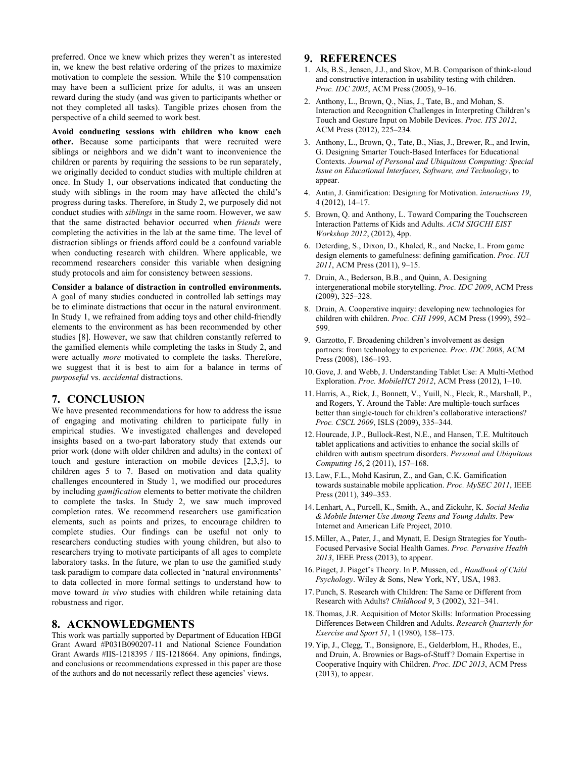preferred. Once we knew which prizes they weren't as interested in, we knew the best relative ordering of the prizes to maximize motivation to complete the session. While the $10 compensation may have been a sufficient prize for adults, it was an unseen reward during the study (and was given to participants whether or not they completed all tasks). Tangible prizes chosen from the perspective of a child seemed to work best.

**Avoid conducting sessions with children who know each other.** Because some participants that were recruited were siblings or neighbors and we didn't want to inconvenience the children or parents by requiring the sessions to be run separately, we originally decided to conduct studies with multiple children at once. In Study 1, our observations indicated that conducting the study with siblings in the room may have affected the child's progress during tasks. Therefore, in Study 2, we purposely did not conduct studies with *siblings* in the same room. However, we saw that the same distracted behavior occurred when *friends* were completing the activities in the lab at the same time. The level of distraction siblings or friends afford could be a confound variable when conducting research with children. Where applicable, we recommend researchers consider this variable when designing study protocols and aim for consistency between sessions.

**Consider a balance of distraction in controlled environments.** A goal of many studies conducted in controlled lab settings may be to eliminate distractions that occur in the natural environment. In Study 1, we refrained from adding toys and other child-friendly elements to the environment as has been recommended by other studies [8]. However, we saw that children constantly referred to the gamified elements while completing the tasks in Study 2, and were actually *more* motivated to complete the tasks. Therefore, we suggest that it is best to aim for a balance in terms of *purposeful* vs. *accidental* distractions.

## 7. CONCLUSION

We have presented recommendations for how to address the issue of engaging and motivating children to participate fully in empirical studies. We investigated challenges and developed insights based on a two-part laboratory study that extends our prior work (done with older children and adults) in the context of touch and gesture interaction on mobile devices [2,3,5], to children ages 5 to 7. Based on motivation and data quality challenges encountered in Study 1, we modified our procedures by including *gamification* elements to better motivate the children to complete the tasks. In Study 2, we saw much improved completion rates. We recommend researchers use gamification elements, such as points and prizes, to encourage children to complete studies. Our findings can be useful not only to researchers conducting studies with young children, but also to researchers trying to motivate participants of all ages to complete laboratory tasks. In the future, we plan to use the gamified study task paradigm to compare data collected in 'natural environments' to data collected in more formal settings to understand how to move toward *in vivo* studies with children while retaining data robustness and rigor.

## 8. ACKNOWLEDGMENTS

This work was partially supported by Department of Education HBGI Grant Award #P031B090207-11 and National Science Foundation Grant Awards #IIS-1218395 / IIS-1218664. Any opinions, findings, and conclusions or recommendations expressed in this paper are those of the authors and do not necessarily reflect these agencies' views.

## 9. REFERENCES

1. Als, B.S., Jensen, J.J., and Skov, M.B. Comparison of think-aloud and constructive interaction in usability testing with children. *Proc. IDC 2005*, ACM Press (2005), 9–16.
2. Anthony, L., Brown, Q., Nias, J., Tate, B., and Mohan, S. Interaction and Recognition Challenges in Interpreting Children's Touch and Gesture Input on Mobile Devices. *Proc. ITS 2012*, ACM Press (2012), 225–234.
3. Anthony, L., Brown, Q., Tate, B., Nias, J., Brewer, R., and Irwin, G. Designing Smarter Touch-Based Interfaces for Educational Contexts. *Journal of Personal and Ubiquitous Computing: Special Issue on Educational Interfaces, Software, and Technology*, to appear.
4. Antin, J. Gamification: Designing for Motivation. *interactions 19*, 4 (2012), 14–17.
5. Brown, Q. and Anthony, L. Toward Comparing the Touchscreen Interaction Patterns of Kids and Adults. *ACM SIGCHI EIST Workshop 2012*, (2012), 4pp.
6. Deterding, S., Dixon, D., Khaled, R., and Nacke, L. From game design elements to gamefulness: defining gamification. *Proc. IUI 2011*, ACM Press (2011), 9–15.
7. Druin, A., Bederson, B.B., and Quinn, A. Designing intergenerational mobile storytelling. *Proc. IDC 2009*, ACM Press (2009), 325–328.
8. Druin, A. Cooperative inquiry: developing new technologies for children with children. *Proc. CHI 1999*, ACM Press (1999), 592–599.
9. Garzotto, F. Broadening children's involvement as design partners: from technology to experience. *Proc. IDC 2008*, ACM Press (2008), 186–193.
10. Gove, J. and Webb, J. Understanding Tablet Use: A Multi-Method Exploration. *Proc. MobileHCI 2012*, ACM Press (2012), 1–10.
11. Harris, A., Rick, J., Bonnett, V., Yuill, N., Fleck, R., Marshall, P., and Rogers, Y. Around the Table: Are multiple-touch surfaces better than single-touch for children's collaborative interactions? *Proc. CSCL 2009*, ISLS (2009), 335–344.
12. Hourcade, J.P., Bullock-Rest, N.E., and Hansen, T.E. Multitouch tablet applications and activities to enhance the social skills of children with autism spectrum disorders. *Personal and Ubiquitous Computing 16*, 2 (2011), 157–168.
13. Law, F.L., Mohd Kasirun, Z., and Gan, C.K. Gamification towards sustainable mobile application. *Proc. MySEC 2011*, IEEE Press (2011), 349–353.
14. Lenhart, A., Purcell, K., Smith, A., and Zickuhr, K. *Social Media & Mobile Internet Use Among Teens and Young Adults*. Pew Internet and American Life Project, 2010.
15. Miller, A., Pater, J., and Mynatt, E. Design Strategies for Youth-Focused Pervasive Social Health Games. *Proc. Pervasive Health 2013*, IEEE Press (2013), to appear.
16. Piaget, J. Piaget's Theory. In P. Mussen, ed., *Handbook of Child Psychology*. Wiley & Sons, New York, NY, USA, 1983.
17. Punch, S. Research with Children: The Same or Different from Research with Adults? *Childhood 9*, 3 (2002), 321–341.
18. Thomas, J.R. Acquisition of Motor Skills: Information Processing Differences Between Children and Adults. *Research Quarterly for Exercise and Sport 51*, 1 (1980), 158–173.
19. Yip, J., Clegg, T., Bonsignore, E., Gelderblom, H., Rhodes, E., and Druin, A. Brownies or Bags-of-Stuff? Domain Expertise in Cooperative Inquiry with Children. *Proc. IDC 2013*, ACM Press (2013), to appear.